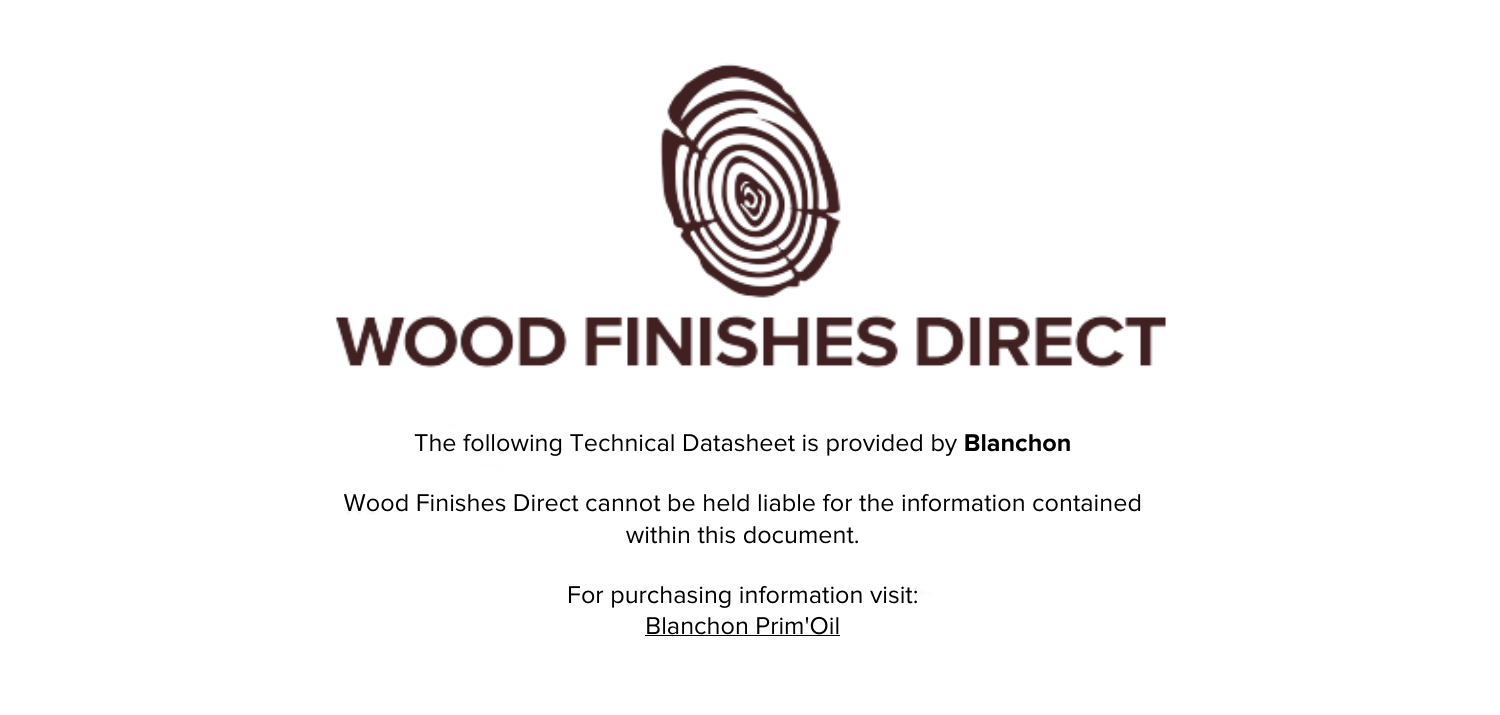# WOOD FINISHES DIRECT

The following Technical Datasheet is provided by **Blanchon**

Wood Finishes Direct cannot be held liable for the information contained within this document.

For purchasing information visit:
Blanchon Prim'Oil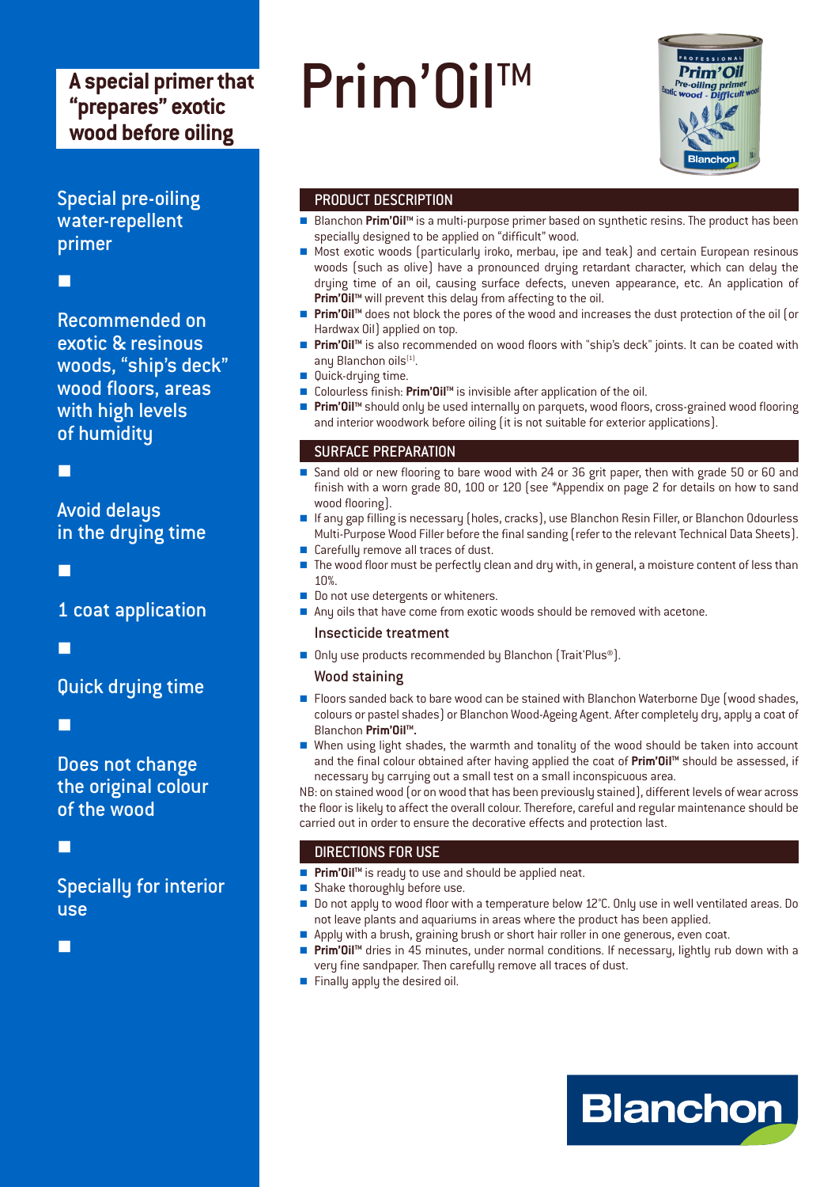# Prim'Oil™

**A special primer that "prepares" exotic wood before oiling**

Special pre-oiling water-repellent primer

Recommended on exotic & resinous woods, "ship's deck" wood floors, areas with high levels of humidity

Avoid delays in the drying time

1 coat application

Quick drying time

Does not change the original colour of the wood

Specially for interior use

## PRODUCT DESCRIPTION

- Blanchon **Prim'Oil™** is a multi-purpose primer based on synthetic resins. The product has been specially designed to be applied on "difficult" wood.
- Most exotic woods (particularly iroko, merbau, ipe and teak) and certain European resinous woods (such as olive) have a pronounced drying retardant character, which can delay the drying time of an oil, causing surface defects, uneven appearance, etc. An application of **Prim'Oil™** will prevent this delay from affecting to the oil.
- **Prim'Oil™** does not block the pores of the wood and increases the dust protection of the oil (or Hardwax Oil) applied on top.
- **Prim'Oil™** is also recommended on wood floors with "ship's deck" joints. It can be coated with any Blanchon oils[1].
- Quick-drying time.
- Colourless finish: **Prim'Oil™** is invisible after application of the oil.
- **Prim'Oil™** should only be used internally on parquets, wood floors, cross-grained wood flooring and interior woodwork before oiling (it is not suitable for exterior applications).

## SURFACE PREPARATION

- Sand old or new flooring to bare wood with 24 or 36 grit paper, then with grade 50 or 60 and finish with a worn grade 80, 100 or 120 (see *Appendix on page 2 for details on how to sand wood flooring).
- If any gap filling is necessary (holes, cracks), use Blanchon Resin Filler, or Blanchon Odourless Multi-Purpose Wood Filler before the final sanding (refer to the relevant Technical Data Sheets).
- Carefully remove all traces of dust.
- The wood floor must be perfectly clean and dry with, in general, a moisture content of less than 10%.
- Do not use detergents or whiteners.
- Any oils that have come from exotic woods should be removed with acetone.

### Insecticide treatment

- Only use products recommended by Blanchon (Trait'Plus®).

### Wood staining

- Floors sanded back to bare wood can be stained with Blanchon Waterborne Dye (wood shades, colours or pastel shades) or Blanchon Wood-Ageing Agent. After completely dry, apply a coat of Blanchon **Prim'Oil™.**
- When using light shades, the warmth and tonality of the wood should be taken into account and the final colour obtained after having applied the coat of **Prim'Oil™** should be assessed, if necessary by carrying out a small test on a small inconspicuous area.

NB: on stained wood (or on wood that has been previously stained), different levels of wear across the floor is likely to affect the overall colour. Therefore, careful and regular maintenance should be carried out in order to ensure the decorative effects and protection last.

## DIRECTIONS FOR USE

- **Prim'Oil™** is ready to use and should be applied neat.
- Shake thoroughly before use.
- Do not apply to wood floor with a temperature below 12°C. Only use in well ventilated areas. Do not leave plants and aquariums in areas where the product has been applied.
- Apply with a brush, graining brush or short hair roller in one generous, even coat.
- **Prim'Oil™** dries in 45 minutes, under normal conditions. If necessary, lightly rub down with a very fine sandpaper. Then carefully remove all traces of dust.
- Finally apply the desired oil.

Blanchon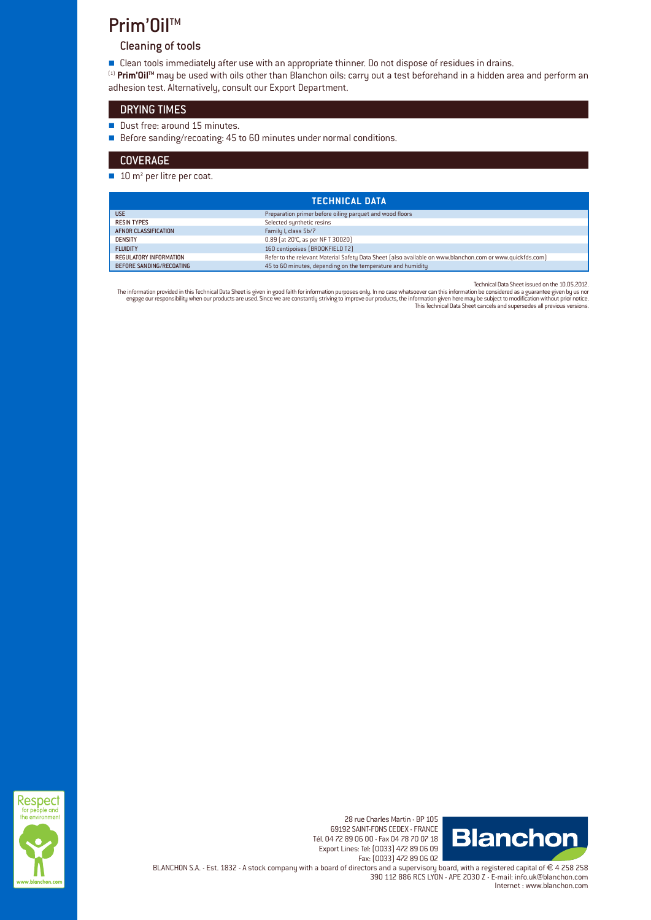# Prim'Oil™

## Cleaning of tools

- Clean tools immediately after use with an appropriate thinner. Do not dispose of residues in drains.

[1] **Prim'Oil™** may be used with oils other than Blanchon oils: carry out a test beforehand in a hidden area and perform an adhesion test. Alternatively, consult our Export Department.

## DRYING TIMES

- Dust free: around 15 minutes.
- Before sanding/recoating: 45 to 60 minutes under normal conditions.

## COVERAGE

- 10 $m^2$ per litre per coat.

| TECHNICAL DATA | |
|---|---|
| USE | Preparation primer before oiling parquet and wood floors |
| RESIN TYPES | Selected synthetic resins |
| AFNOR CLASSIFICATION | Family I, class 5b/7 |
| DENSITY | 0.89 (at 20°C, as per NF T 30020) |
| FLUIDITY | 160 centipoises (BROOKFIELD T2) |
| REGULATORY INFORMATION | Refer to the relevant Material Safety Data Sheet (also available on www.blanchon.com or www.quickfds.com) |
| BEFORE SANDING/RECOATING | 45 to 60 minutes, depending on the temperature and humidity |

Technical Data Sheet issued on the 10.05.2012.

The information provided in this Technical Data Sheet is given in good faith for information purposes only. In no case whatsoever can this information be considered as a guarantee given by us nor engage our responsibility when our products are used. Since we are constantly striving to improve our products, the information given here may be subject to modification without prior notice. This Technical Data Sheet cancels and supersedes all previous versions.

Respect for people and the environment
www.blanchon.com

28 rue Charles Martin - BP 105
69192 SAINT-FONS CEDEX - FRANCE
Tél. 04 72 89 06 00 - Fax 04 78 70 07 18
Export Lines: Tel: (0033) 472 89 06 09
Fax: (0033) 472 89 06 02

Blanchon

BLANCHON S.A. - Est. 1832 - A stock company with a board of directors and a supervisory board, with a registered capital of € 4 258 258
390 112 886 RCS LYON - APE 2030 Z - E-mail: info.uk@blanchon.com
Internet : www.blanchon.com